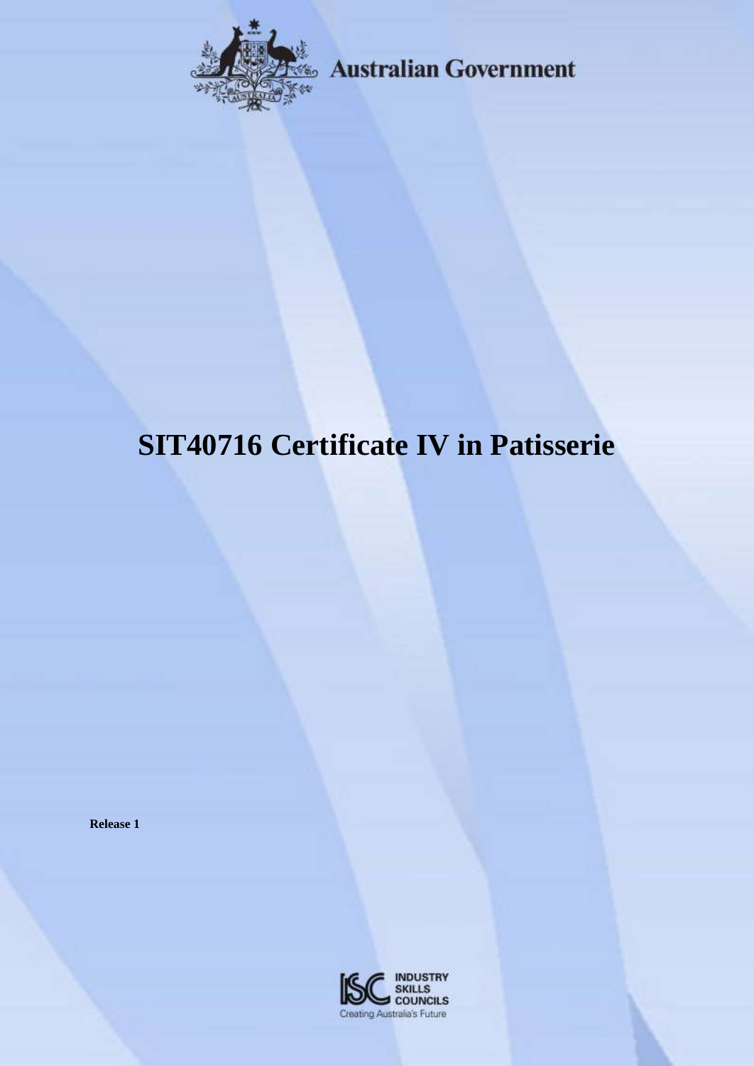Australian Government

# SIT40716 Certificate IV in Patisserie

**Release 1**

INDUSTRY SKILLS COUNCILS
Creating Australia's Future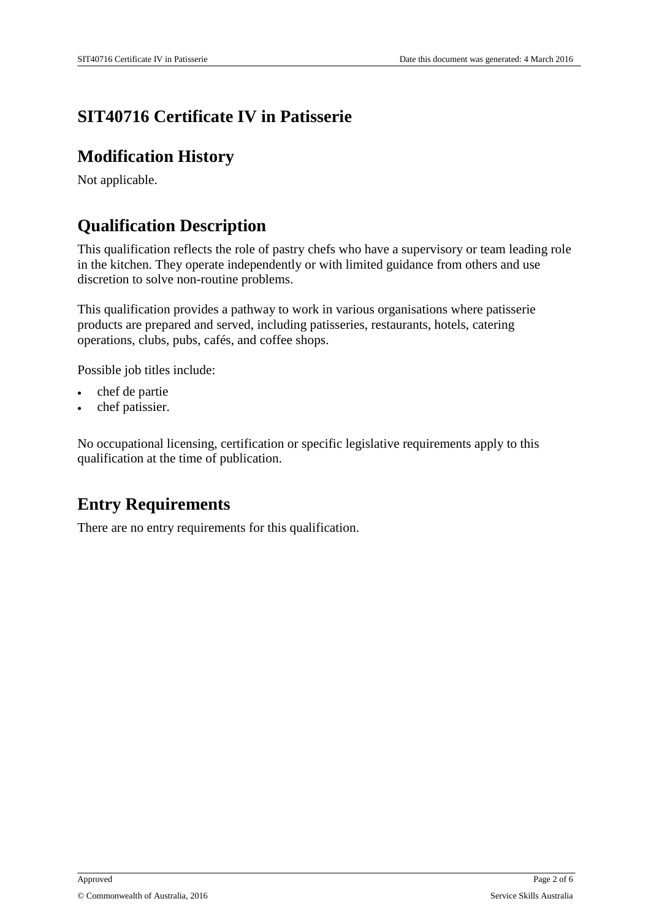# SIT40716 Certificate IV in Patisserie

## Modification History

Not applicable.

## Qualification Description

This qualification reflects the role of pastry chefs who have a supervisory or team leading role in the kitchen. They operate independently or with limited guidance from others and use discretion to solve non-routine problems.

This qualification provides a pathway to work in various organisations where patisserie products are prepared and served, including patisseries, restaurants, hotels, catering operations, clubs, pubs, cafés, and coffee shops.

Possible job titles include:

- chef de partie
- chef patissier.

No occupational licensing, certification or specific legislative requirements apply to this qualification at the time of publication.

## Entry Requirements

There are no entry requirements for this qualification.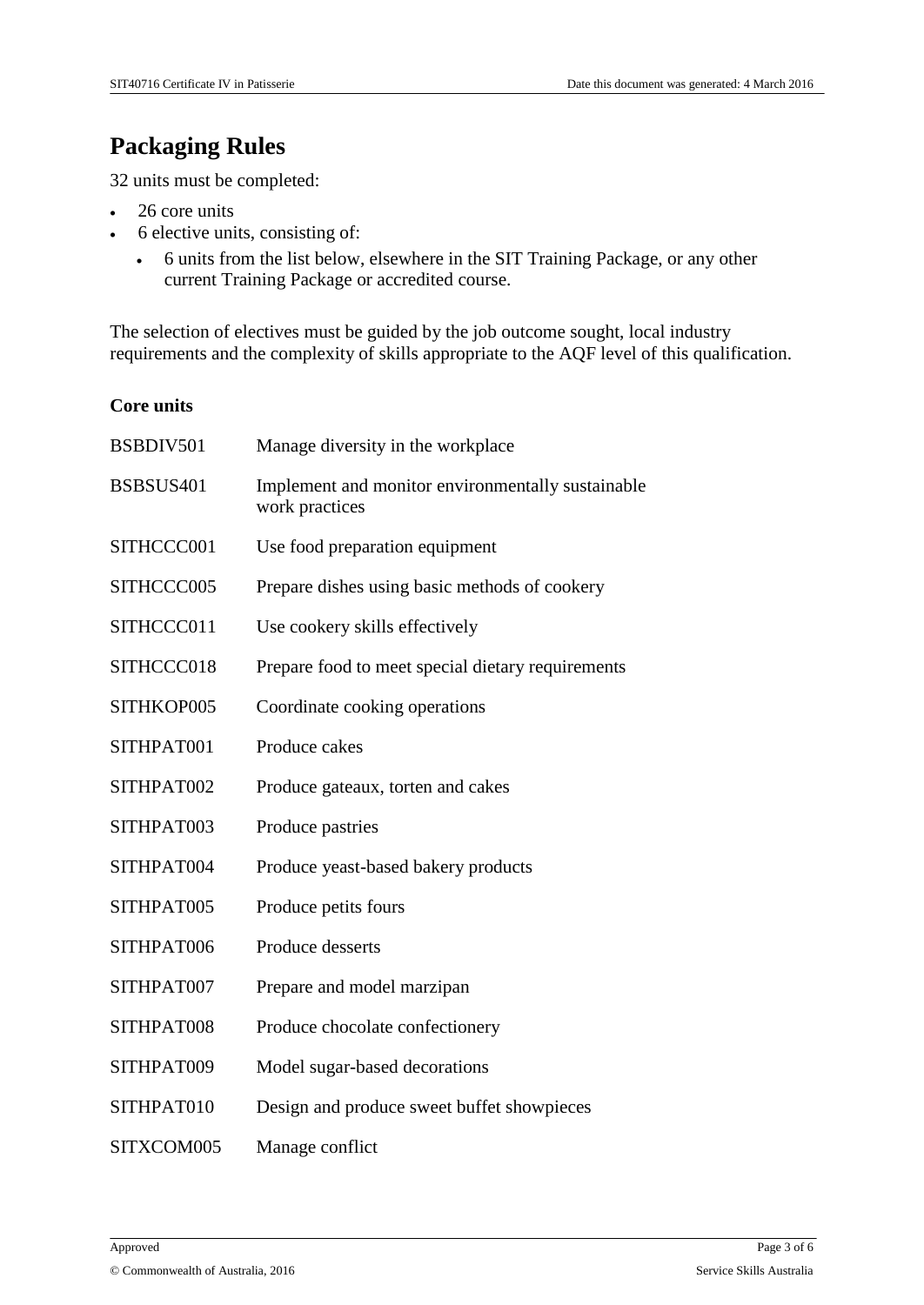# Packaging Rules

32 units must be completed:

- 26 core units
- 6 elective units, consisting of:
  - 6 units from the list below, elsewhere in the SIT Training Package, or any other current Training Package or accredited course.

The selection of electives must be guided by the job outcome sought, local industry requirements and the complexity of skills appropriate to the AQF level of this qualification.

**Core units**

| | |
|---|---|
| BSBDIV501 | Manage diversity in the workplace |
| BSBSUS401 | Implement and monitor environmentally sustainable work practices |
| SITHCCC001 | Use food preparation equipment |
| SITHCCC005 | Prepare dishes using basic methods of cookery |
| SITHCCC011 | Use cookery skills effectively |
| SITHCCC018 | Prepare food to meet special dietary requirements |
| SITHKOP005 | Coordinate cooking operations |
| SITHPAT001 | Produce cakes |
| SITHPAT002 | Produce gateaux, torten and cakes |
| SITHPAT003 | Produce pastries |
| SITHPAT004 | Produce yeast-based bakery products |
| SITHPAT005 | Produce petits fours |
| SITHPAT006 | Produce desserts |
| SITHPAT007 | Prepare and model marzipan |
| SITHPAT008 | Produce chocolate confectionery |
| SITHPAT009 | Model sugar-based decorations |
| SITHPAT010 | Design and produce sweet buffet showpieces |
| SITXCOM005 | Manage conflict |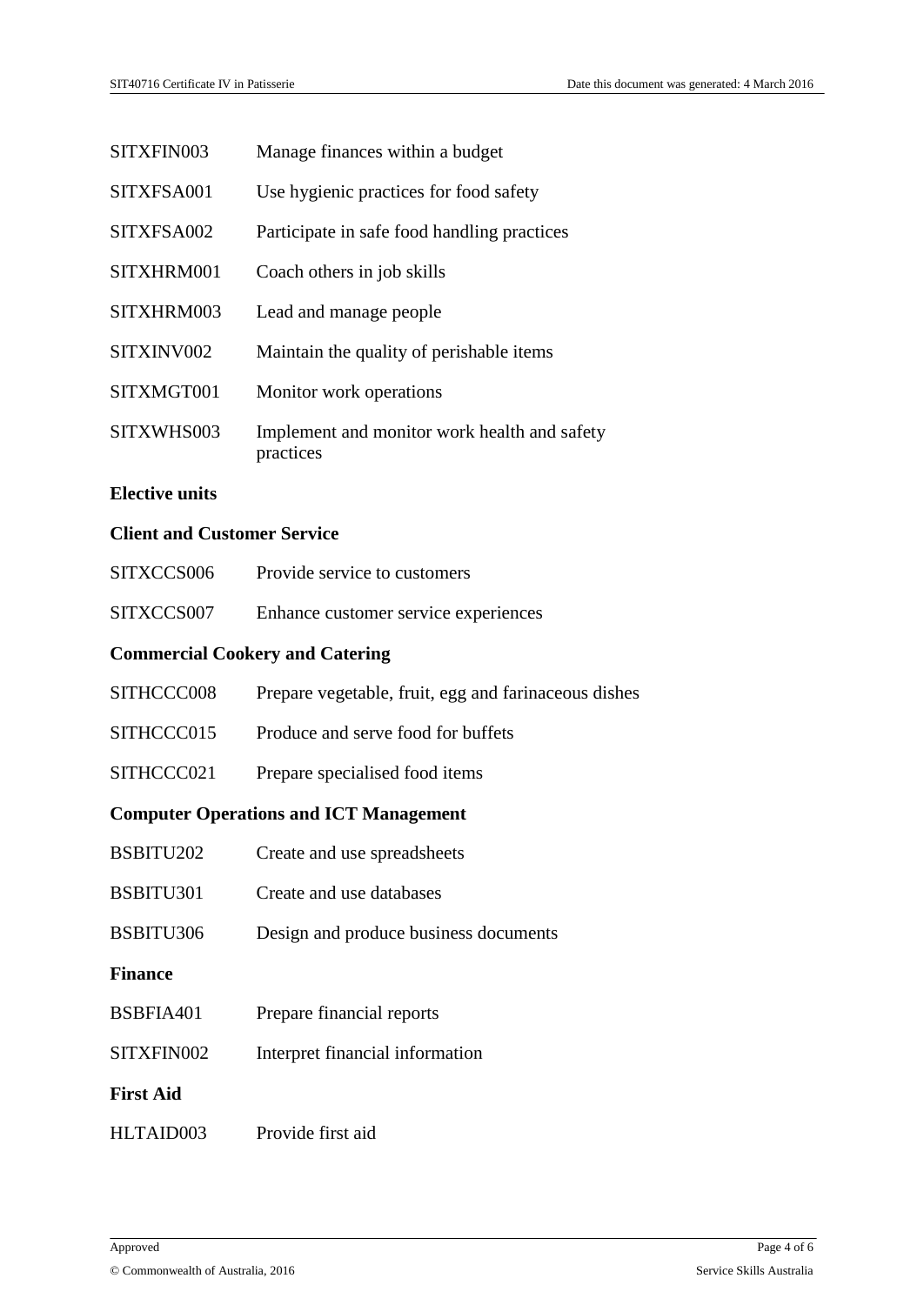| | |
|---|---|
| SITXFIN003 | Manage finances within a budget |
| SITXFSA001 | Use hygienic practices for food safety |
| SITXFSA002 | Participate in safe food handling practices |
| SITXHRM001 | Coach others in job skills |
| SITXHRM003 | Lead and manage people |
| SITXINV002 | Maintain the quality of perishable items |
| SITXMGT001 | Monitor work operations |
| SITXWHS003 | Implement and monitor work health and safety practices |

**Elective units**

**Client and Customer Service**

| | |
|---|---|
| SITXCCS006 | Provide service to customers |
| SITXCCS007 | Enhance customer service experiences |

**Commercial Cookery and Catering**

| | |
|---|---|
| SITHCCC008 | Prepare vegetable, fruit, egg and farinaceous dishes |
| SITHCCC015 | Produce and serve food for buffets |
| SITHCCC021 | Prepare specialised food items |

**Computer Operations and ICT Management**

| | |
|---|---|
| BSBITU202 | Create and use spreadsheets |
| BSBITU301 | Create and use databases |
| BSBITU306 | Design and produce business documents |

**Finance**

| | |
|---|---|
| BSBFIA401 | Prepare financial reports |
| SITXFIN002 | Interpret financial information |

**First Aid**

| | |
|---|---|
| HLTAID003 | Provide first aid |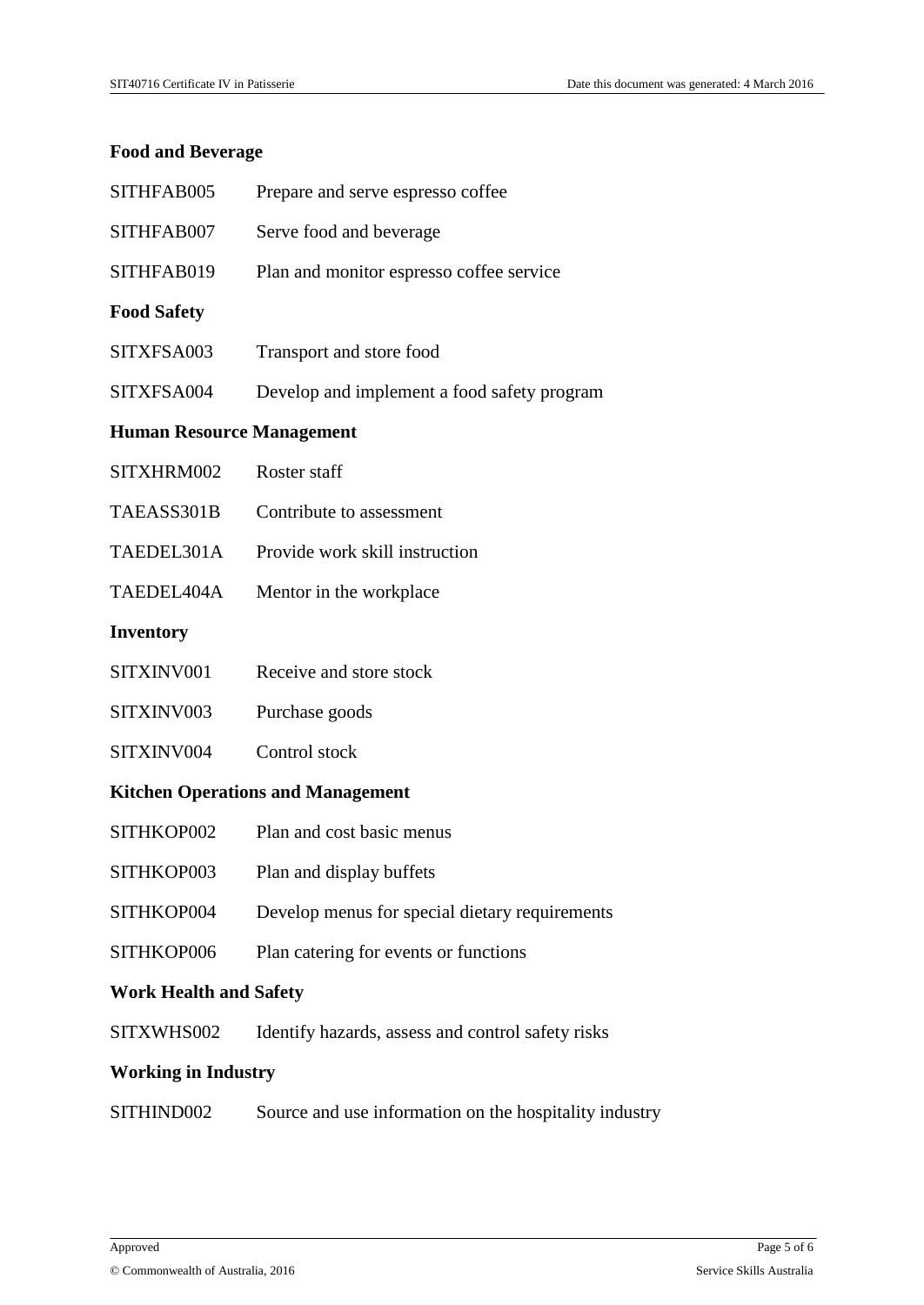**Food and Beverage**

SITHFAB005 Prepare and serve espresso coffee

SITHFAB007 Serve food and beverage

SITHFAB019 Plan and monitor espresso coffee service

**Food Safety**

SITXFSA003 Transport and store food

SITXFSA004 Develop and implement a food safety program

**Human Resource Management**

SITXHRM002 Roster staff

TAEASS301B Contribute to assessment

TAEDEL301A Provide work skill instruction

TAEDEL404A Mentor in the workplace

**Inventory**

SITXINV001 Receive and store stock

SITXINV003 Purchase goods

SITXINV004 Control stock

**Kitchen Operations and Management**

SITHKOP002 Plan and cost basic menus

SITHKOP003 Plan and display buffets

SITHKOP004 Develop menus for special dietary requirements

SITHKOP006 Plan catering for events or functions

**Work Health and Safety**

SITXWHS002 Identify hazards, assess and control safety risks

**Working in Industry**

SITHIND002 Source and use information on the hospitality industry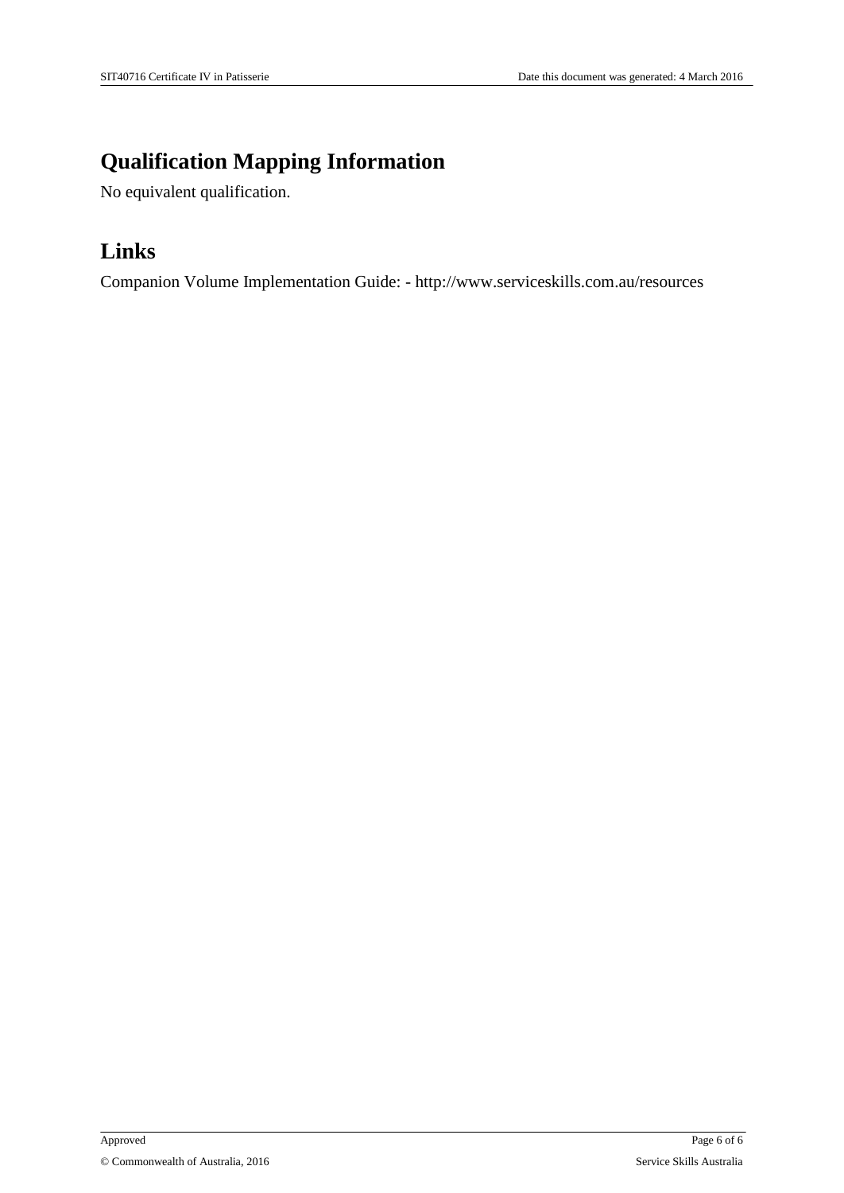## Qualification Mapping Information

No equivalent qualification.

## Links

Companion Volume Implementation Guide: - http://www.serviceskills.com.au/resources